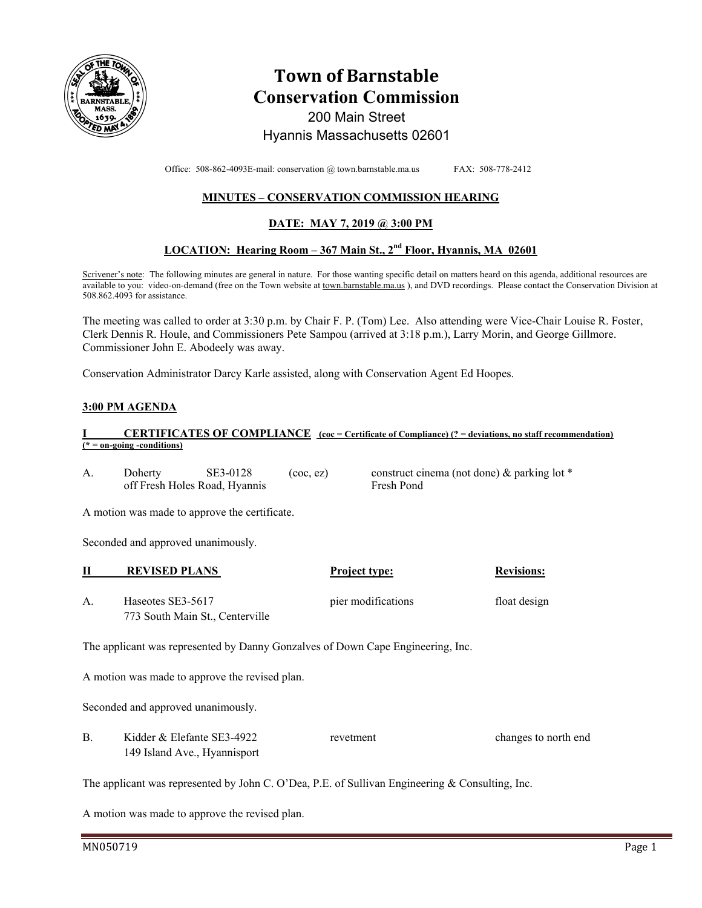# Town of Barnstable
# Conservation Commission

200 Main Street
Hyannis Massachusetts 02601

Office: 508-862-4093E-mail: conservation @ town.barnstable.ma.us FAX: 508-778-2412

**MINUTES – CONSERVATION COMMISSION HEARING**

**DATE: MAY 7, 2019 @ 3:00 PM**

**LOCATION: Hearing Room – 367 Main St., 2nd Floor, Hyannis, MA 02601**

Scrivener's note: The following minutes are general in nature. For those wanting specific detail on matters heard on this agenda, additional resources are available to you: video-on-demand (free on the Town website at town.barnstable.ma.us ), and DVD recordings. Please contact the Conservation Division at 508.862.4093 for assistance.

The meeting was called to order at 3:30 p.m. by Chair F. P. (Tom) Lee. Also attending were Vice-Chair Louise R. Foster, Clerk Dennis R. Houle, and Commissioners Pete Sampou (arrived at 3:18 p.m.), Larry Morin, and George Gillmore. Commissioner John E. Abodeely was away.

Conservation Administrator Darcy Karle assisted, along with Conservation Agent Ed Hoopes.

**3:00 PM AGENDA**

**I CERTIFICATES OF COMPLIANCE** (coc = Certificate of Compliance) (? = deviations, no staff recommendation) (* = on-going -conditions)

A. Doherty SE3-0128 (coc, ez) construct cinema (not done) & parking lot *
off Fresh Holes Road, Hyannis Fresh Pond

A motion was made to approve the certificate.

Seconded and approved unanimously.

| II REVISED PLANS | Project type: | Revisions: |
|---|---|---|
| A. Haseotes SE3-5617<br>773 South Main St., Centerville | pier modifications | float design |

The applicant was represented by Danny Gonzalves of Down Cape Engineering, Inc.

A motion was made to approve the revised plan.

Seconded and approved unanimously.

| | | |
|---|---|---|
| B. Kidder & Elefante SE3-4922<br>149 Island Ave., Hyannisport | revetment | changes to north end |

The applicant was represented by John C. O'Dea, P.E. of Sullivan Engineering & Consulting, Inc.

A motion was made to approve the revised plan.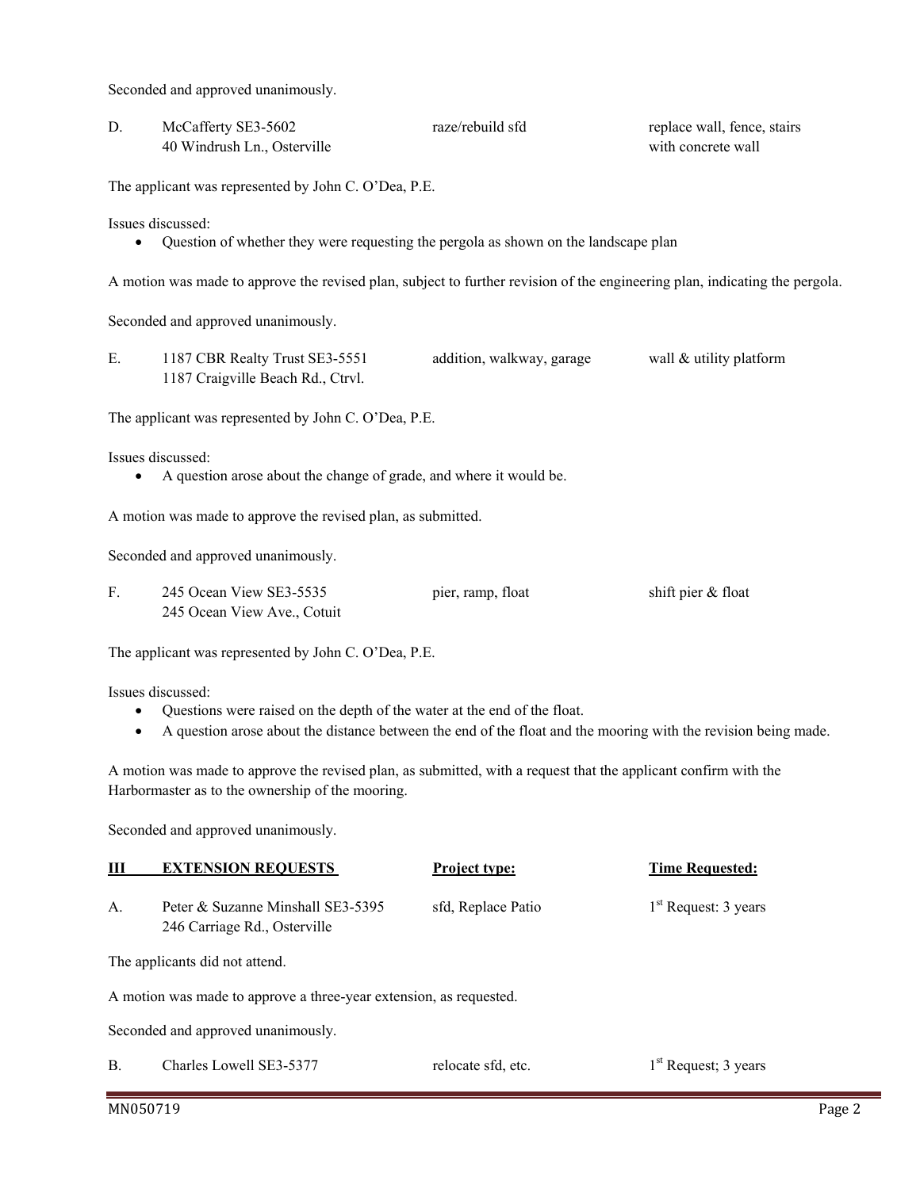Seconded and approved unanimously.

| | | | |
|---|---|---|---|
| D. | McCafferty SE3-5602<br>40 Windrush Ln., Osterville | raze/rebuild sfd | replace wall, fence, stairs with concrete wall |

The applicant was represented by John C. O'Dea, P.E.

Issues discussed:

- Question of whether they were requesting the pergola as shown on the landscape plan

A motion was made to approve the revised plan, subject to further revision of the engineering plan, indicating the pergola.

Seconded and approved unanimously.

| | | | |
|---|---|---|---|
| E. | 1187 CBR Realty Trust SE3-5551<br>1187 Craigville Beach Rd., Ctrvl. | addition, walkway, garage | wall & utility platform |

The applicant was represented by John C. O'Dea, P.E.

Issues discussed:

- A question arose about the change of grade, and where it would be.

A motion was made to approve the revised plan, as submitted.

Seconded and approved unanimously.

| | | | |
|---|---|---|---|
| F. | 245 Ocean View SE3-5535<br>245 Ocean View Ave., Cotuit | pier, ramp, float | shift pier & float |

The applicant was represented by John C. O'Dea, P.E.

Issues discussed:

- Questions were raised on the depth of the water at the end of the float.
- A question arose about the distance between the end of the float and the mooring with the revision being made.

A motion was made to approve the revised plan, as submitted, with a request that the applicant confirm with the Harbormaster as to the ownership of the mooring.

Seconded and approved unanimously.

| **III** | **EXTENSION REQUESTS** | **Project type:** | **Time Requested:** |
|---|---|---|---|
| A. | Peter & Suzanne Minshall SE3-5395<br>246 Carriage Rd., Osterville | sfd, Replace Patio | 1st Request: 3 years |

The applicants did not attend.

A motion was made to approve a three-year extension, as requested.

Seconded and approved unanimously.

| | | | |
|---|---|---|---|
| B. | Charles Lowell SE3-5377 | relocate sfd, etc. | 1st Request; 3 years |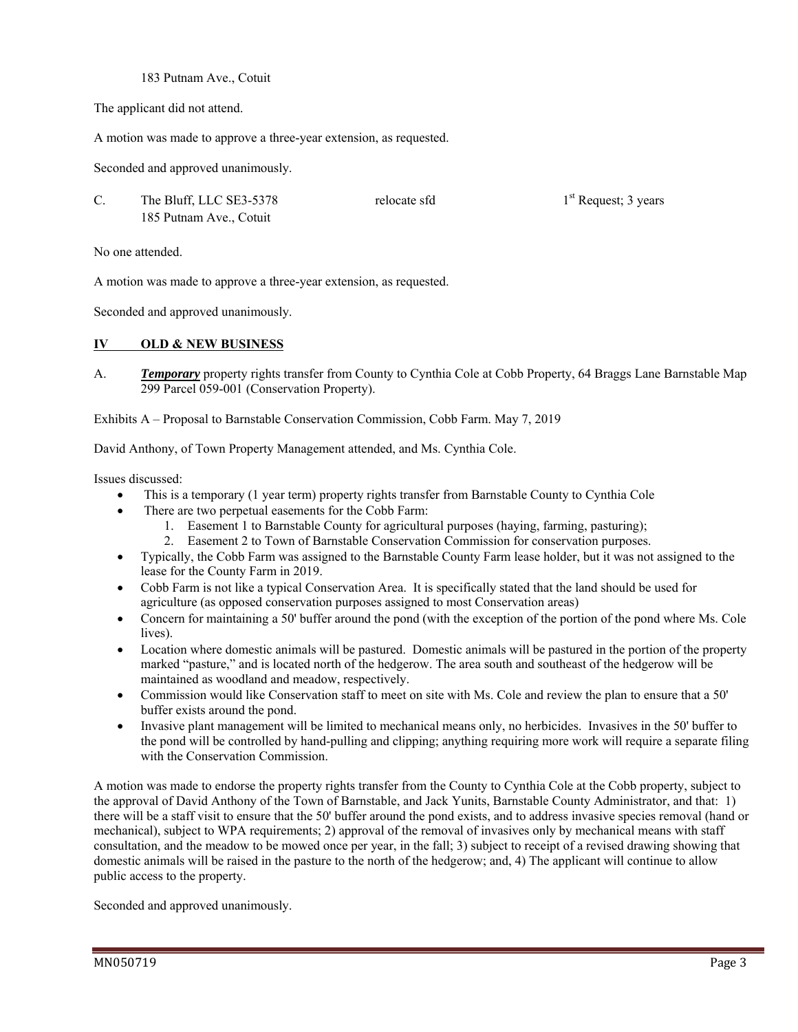183 Putnam Ave., Cotuit

The applicant did not attend.

A motion was made to approve a three-year extension, as requested.

Seconded and approved unanimously.

C. The Bluff, LLC SE3-5378 relocate sfd 1st Request; 3 years
185 Putnam Ave., Cotuit

No one attended.

A motion was made to approve a three-year extension, as requested.

Seconded and approved unanimously.

## IV OLD & NEW BUSINESS

A. ***Temporary*** property rights transfer from County to Cynthia Cole at Cobb Property, 64 Braggs Lane Barnstable Map 299 Parcel 059-001 (Conservation Property).

Exhibits A – Proposal to Barnstable Conservation Commission, Cobb Farm. May 7, 2019

David Anthony, of Town Property Management attended, and Ms. Cynthia Cole.

Issues discussed:

- This is a temporary (1 year term) property rights transfer from Barnstable County to Cynthia Cole
- There are two perpetual easements for the Cobb Farm:
  1. Easement 1 to Barnstable County for agricultural purposes (haying, farming, pasturing);
  2. Easement 2 to Town of Barnstable Conservation Commission for conservation purposes.
- Typically, the Cobb Farm was assigned to the Barnstable County Farm lease holder, but it was not assigned to the lease for the County Farm in 2019.
- Cobb Farm is not like a typical Conservation Area. It is specifically stated that the land should be used for agriculture (as opposed conservation purposes assigned to most Conservation areas)
- Concern for maintaining a 50' buffer around the pond (with the exception of the portion of the pond where Ms. Cole lives).
- Location where domestic animals will be pastured. Domestic animals will be pastured in the portion of the property marked "pasture," and is located north of the hedgerow. The area south and southeast of the hedgerow will be maintained as woodland and meadow, respectively.
- Commission would like Conservation staff to meet on site with Ms. Cole and review the plan to ensure that a 50' buffer exists around the pond.
- Invasive plant management will be limited to mechanical means only, no herbicides. Invasives in the 50' buffer to the pond will be controlled by hand-pulling and clipping; anything requiring more work will require a separate filing with the Conservation Commission.

A motion was made to endorse the property rights transfer from the County to Cynthia Cole at the Cobb property, subject to the approval of David Anthony of the Town of Barnstable, and Jack Yunits, Barnstable County Administrator, and that: 1) there will be a staff visit to ensure that the 50' buffer around the pond exists, and to address invasive species removal (hand or mechanical), subject to WPA requirements; 2) approval of the removal of invasives only by mechanical means with staff consultation, and the meadow to be mowed once per year, in the fall; 3) subject to receipt of a revised drawing showing that domestic animals will be raised in the pasture to the north of the hedgerow; and, 4) The applicant will continue to allow public access to the property.

Seconded and approved unanimously.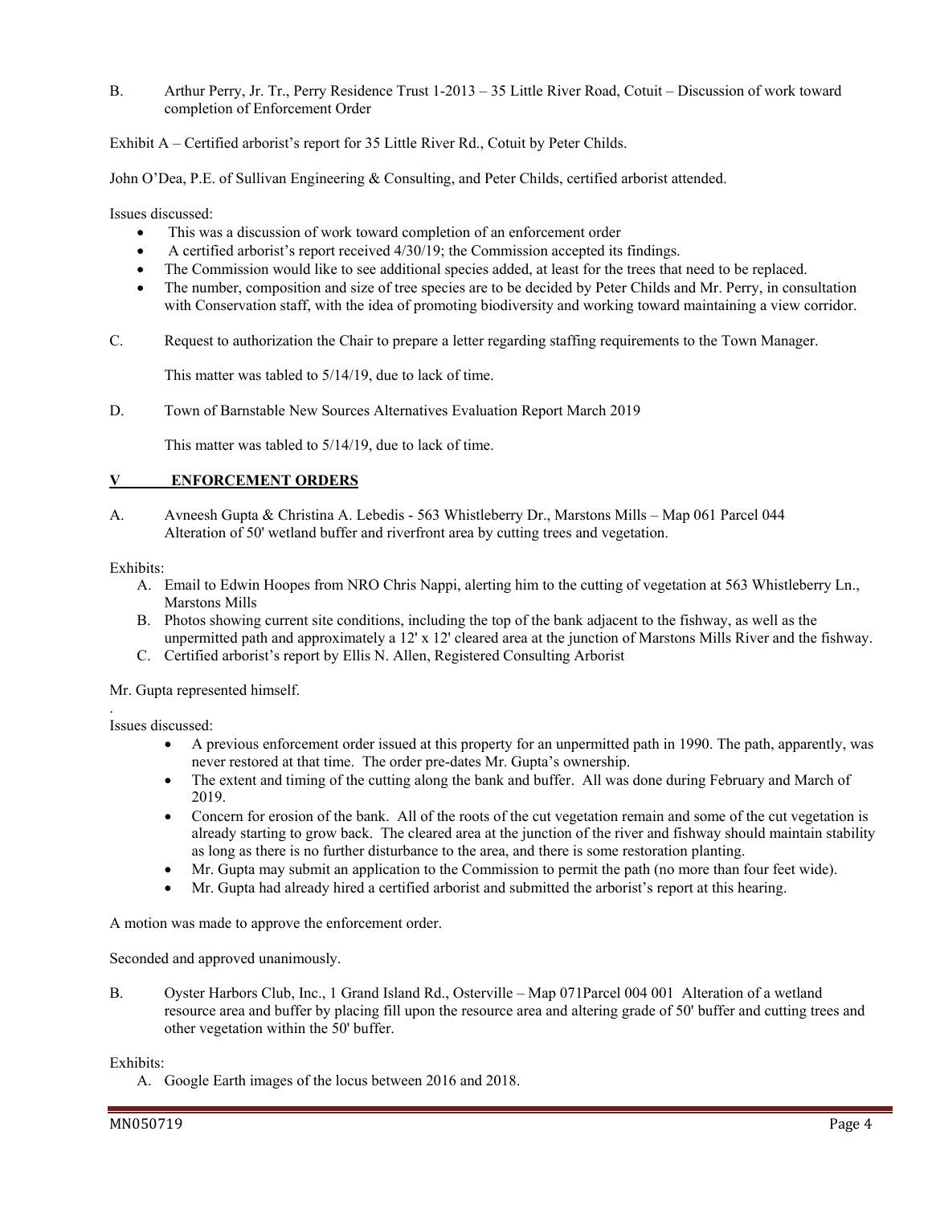B. Arthur Perry, Jr. Tr., Perry Residence Trust 1-2013 – 35 Little River Road, Cotuit – Discussion of work toward completion of Enforcement Order

Exhibit A – Certified arborist's report for 35 Little River Rd., Cotuit by Peter Childs.

John O'Dea, P.E. of Sullivan Engineering & Consulting, and Peter Childs, certified arborist attended.

Issues discussed:

- This was a discussion of work toward completion of an enforcement order
- A certified arborist's report received 4/30/19; the Commission accepted its findings.
- The Commission would like to see additional species added, at least for the trees that need to be replaced.
- The number, composition and size of tree species are to be decided by Peter Childs and Mr. Perry, in consultation with Conservation staff, with the idea of promoting biodiversity and working toward maintaining a view corridor.

C. Request to authorization the Chair to prepare a letter regarding staffing requirements to the Town Manager.

This matter was tabled to 5/14/19, due to lack of time.

D. Town of Barnstable New Sources Alternatives Evaluation Report March 2019

This matter was tabled to 5/14/19, due to lack of time.

## V ENFORCEMENT ORDERS

A. Avneesh Gupta & Christina A. Lebedis - 563 Whistleberry Dr., Marstons Mills – Map 061 Parcel 044 Alteration of 50' wetland buffer and riverfront area by cutting trees and vegetation.

Exhibits:

A. Email to Edwin Hoopes from NRO Chris Nappi, alerting him to the cutting of vegetation at 563 Whistleberry Ln., Marstons Mills
B. Photos showing current site conditions, including the top of the bank adjacent to the fishway, as well as the unpermitted path and approximately a 12' x 12' cleared area at the junction of Marstons Mills River and the fishway.
C. Certified arborist's report by Ellis N. Allen, Registered Consulting Arborist

Mr. Gupta represented himself.

.
Issues discussed:

- A previous enforcement order issued at this property for an unpermitted path in 1990. The path, apparently, was never restored at that time. The order pre-dates Mr. Gupta's ownership.
- The extent and timing of the cutting along the bank and buffer. All was done during February and March of 2019.
- Concern for erosion of the bank. All of the roots of the cut vegetation remain and some of the cut vegetation is already starting to grow back. The cleared area at the junction of the river and fishway should maintain stability as long as there is no further disturbance to the area, and there is some restoration planting.
- Mr. Gupta may submit an application to the Commission to permit the path (no more than four feet wide).
- Mr. Gupta had already hired a certified arborist and submitted the arborist's report at this hearing.

A motion was made to approve the enforcement order.

Seconded and approved unanimously.

B. Oyster Harbors Club, Inc., 1 Grand Island Rd., Osterville – Map 071Parcel 004 001 Alteration of a wetland resource area and buffer by placing fill upon the resource area and altering grade of 50' buffer and cutting trees and other vegetation within the 50' buffer.

Exhibits:

A. Google Earth images of the locus between 2016 and 2018.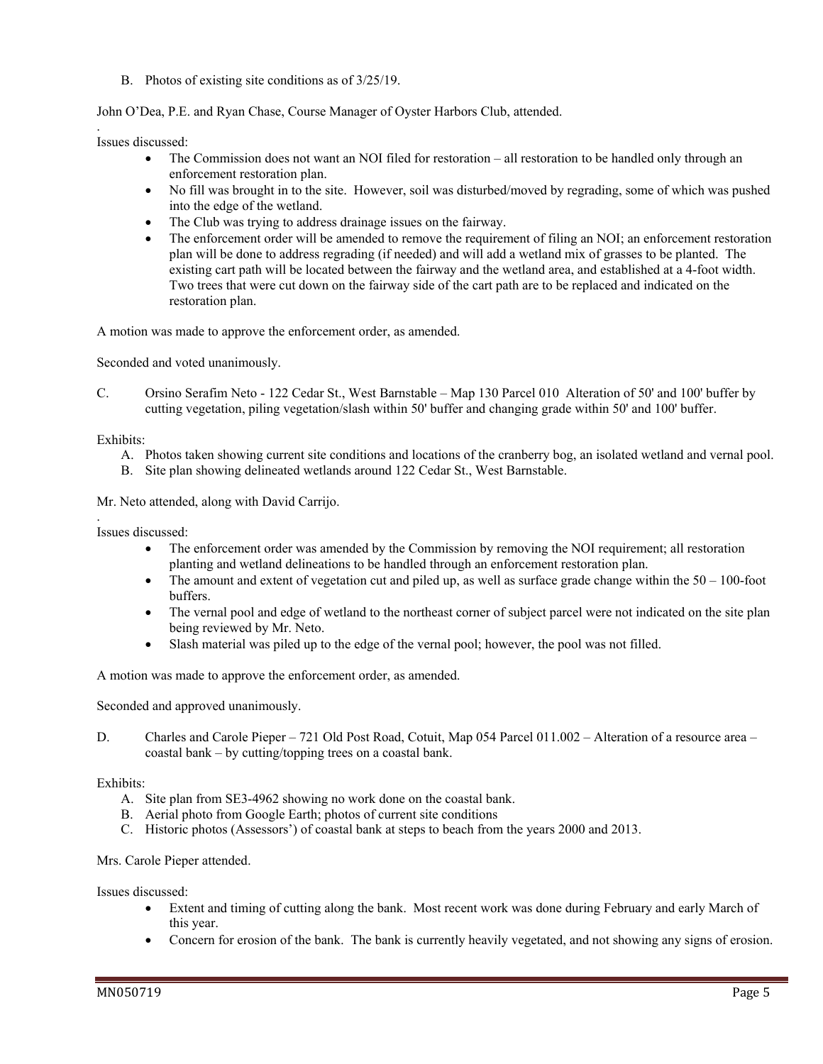B. Photos of existing site conditions as of 3/25/19.

John O'Dea, P.E. and Ryan Chase, Course Manager of Oyster Harbors Club, attended.

Issues discussed:

- The Commission does not want an NOI filed for restoration – all restoration to be handled only through an enforcement restoration plan.
- No fill was brought in to the site. However, soil was disturbed/moved by regrading, some of which was pushed into the edge of the wetland.
- The Club was trying to address drainage issues on the fairway.
- The enforcement order will be amended to remove the requirement of filing an NOI; an enforcement restoration plan will be done to address regrading (if needed) and will add a wetland mix of grasses to be planted. The existing cart path will be located between the fairway and the wetland area, and established at a 4-foot width. Two trees that were cut down on the fairway side of the cart path are to be replaced and indicated on the restoration plan.

A motion was made to approve the enforcement order, as amended.

Seconded and voted unanimously.

C. Orsino Serafim Neto - 122 Cedar St., West Barnstable – Map 130 Parcel 010 Alteration of 50' and 100' buffer by cutting vegetation, piling vegetation/slash within 50' buffer and changing grade within 50' and 100' buffer.

Exhibits:

A. Photos taken showing current site conditions and locations of the cranberry bog, an isolated wetland and vernal pool.
B. Site plan showing delineated wetlands around 122 Cedar St., West Barnstable.

Mr. Neto attended, along with David Carrijo.

Issues discussed:

- The enforcement order was amended by the Commission by removing the NOI requirement; all restoration planting and wetland delineations to be handled through an enforcement restoration plan.
- The amount and extent of vegetation cut and piled up, as well as surface grade change within the 50 – 100-foot buffers.
- The vernal pool and edge of wetland to the northeast corner of subject parcel were not indicated on the site plan being reviewed by Mr. Neto.
- Slash material was piled up to the edge of the vernal pool; however, the pool was not filled.

A motion was made to approve the enforcement order, as amended.

Seconded and approved unanimously.

D. Charles and Carole Pieper – 721 Old Post Road, Cotuit, Map 054 Parcel 011.002 – Alteration of a resource area – coastal bank – by cutting/topping trees on a coastal bank.

Exhibits:

A. Site plan from SE3-4962 showing no work done on the coastal bank.
B. Aerial photo from Google Earth; photos of current site conditions
C. Historic photos (Assessors') of coastal bank at steps to beach from the years 2000 and 2013.

Mrs. Carole Pieper attended.

Issues discussed:

- Extent and timing of cutting along the bank. Most recent work was done during February and early March of this year.
- Concern for erosion of the bank. The bank is currently heavily vegetated, and not showing any signs of erosion.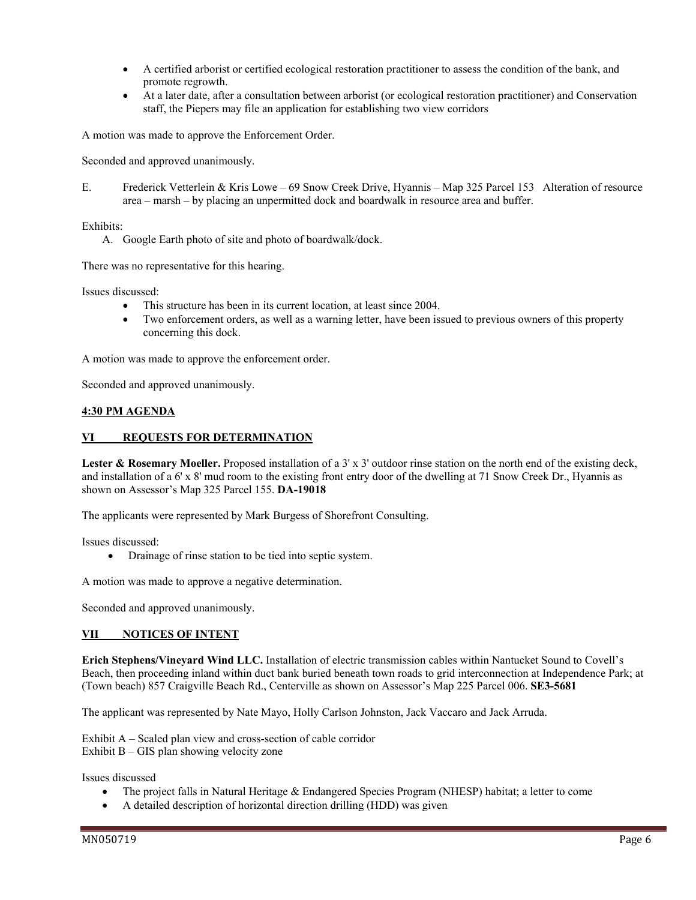- A certified arborist or certified ecological restoration practitioner to assess the condition of the bank, and promote regrowth.
- At a later date, after a consultation between arborist (or ecological restoration practitioner) and Conservation staff, the Piepers may file an application for establishing two view corridors

A motion was made to approve the Enforcement Order.

Seconded and approved unanimously.

E. Frederick Vetterlein & Kris Lowe – 69 Snow Creek Drive, Hyannis – Map 325 Parcel 153 Alteration of resource area – marsh – by placing an unpermitted dock and boardwalk in resource area and buffer.

Exhibits:

A. Google Earth photo of site and photo of boardwalk/dock.

There was no representative for this hearing.

Issues discussed:

- This structure has been in its current location, at least since 2004.
- Two enforcement orders, as well as a warning letter, have been issued to previous owners of this property concerning this dock.

A motion was made to approve the enforcement order.

Seconded and approved unanimously.

**4:30 PM AGENDA**

## VI REQUESTS FOR DETERMINATION

**Lester & Rosemary Moeller.** Proposed installation of a 3' x 3' outdoor rinse station on the north end of the existing deck, and installation of a 6' x 8' mud room to the existing front entry door of the dwelling at 71 Snow Creek Dr., Hyannis as shown on Assessor's Map 325 Parcel 155. **DA-19018**

The applicants were represented by Mark Burgess of Shorefront Consulting.

Issues discussed:

- Drainage of rinse station to be tied into septic system.

A motion was made to approve a negative determination.

Seconded and approved unanimously.

## VII NOTICES OF INTENT

**Erich Stephens/Vineyard Wind LLC.** Installation of electric transmission cables within Nantucket Sound to Covell's Beach, then proceeding inland within duct bank buried beneath town roads to grid interconnection at Independence Park; at (Town beach) 857 Craigville Beach Rd., Centerville as shown on Assessor's Map 225 Parcel 006. **SE3-5681**

The applicant was represented by Nate Mayo, Holly Carlson Johnston, Jack Vaccaro and Jack Arruda.

Exhibit A – Scaled plan view and cross-section of cable corridor
Exhibit B – GIS plan showing velocity zone

Issues discussed

- The project falls in Natural Heritage & Endangered Species Program (NHESP) habitat; a letter to come
- A detailed description of horizontal direction drilling (HDD) was given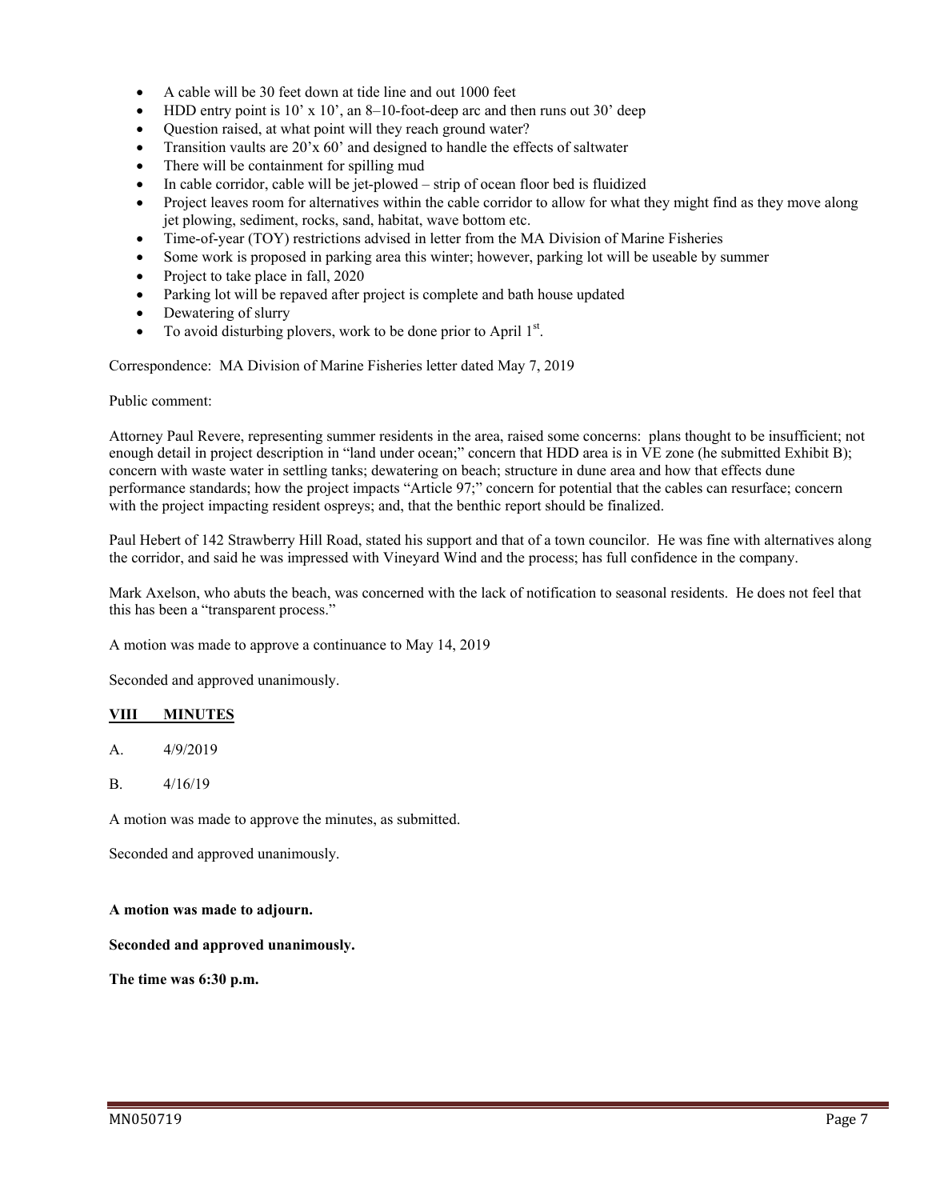- A cable will be 30 feet down at tide line and out 1000 feet
- HDD entry point is 10' x 10', an 8–10-foot-deep arc and then runs out 30' deep
- Question raised, at what point will they reach ground water?
- Transition vaults are 20'x 60' and designed to handle the effects of saltwater
- There will be containment for spilling mud
- In cable corridor, cable will be jet-plowed – strip of ocean floor bed is fluidized
- Project leaves room for alternatives within the cable corridor to allow for what they might find as they move along jet plowing, sediment, rocks, sand, habitat, wave bottom etc.
- Time-of-year (TOY) restrictions advised in letter from the MA Division of Marine Fisheries
- Some work is proposed in parking area this winter; however, parking lot will be useable by summer
- Project to take place in fall, 2020
- Parking lot will be repaved after project is complete and bath house updated
- Dewatering of slurry
- To avoid disturbing plovers, work to be done prior to April 1st.

Correspondence: MA Division of Marine Fisheries letter dated May 7, 2019

Public comment:

Attorney Paul Revere, representing summer residents in the area, raised some concerns: plans thought to be insufficient; not enough detail in project description in "land under ocean;" concern that HDD area is in VE zone (he submitted Exhibit B); concern with waste water in settling tanks; dewatering on beach; structure in dune area and how that effects dune performance standards; how the project impacts "Article 97;" concern for potential that the cables can resurface; concern with the project impacting resident ospreys; and, that the benthic report should be finalized.

Paul Hebert of 142 Strawberry Hill Road, stated his support and that of a town councilor. He was fine with alternatives along the corridor, and said he was impressed with Vineyard Wind and the process; has full confidence in the company.

Mark Axelson, who abuts the beach, was concerned with the lack of notification to seasonal residents. He does not feel that this has been a "transparent process."

A motion was made to approve a continuance to May 14, 2019

Seconded and approved unanimously.

## VIII MINUTES

A. 4/9/2019

B. 4/16/19

A motion was made to approve the minutes, as submitted.

Seconded and approved unanimously.

**A motion was made to adjourn.**

**Seconded and approved unanimously.**

**The time was 6:30 p.m.**